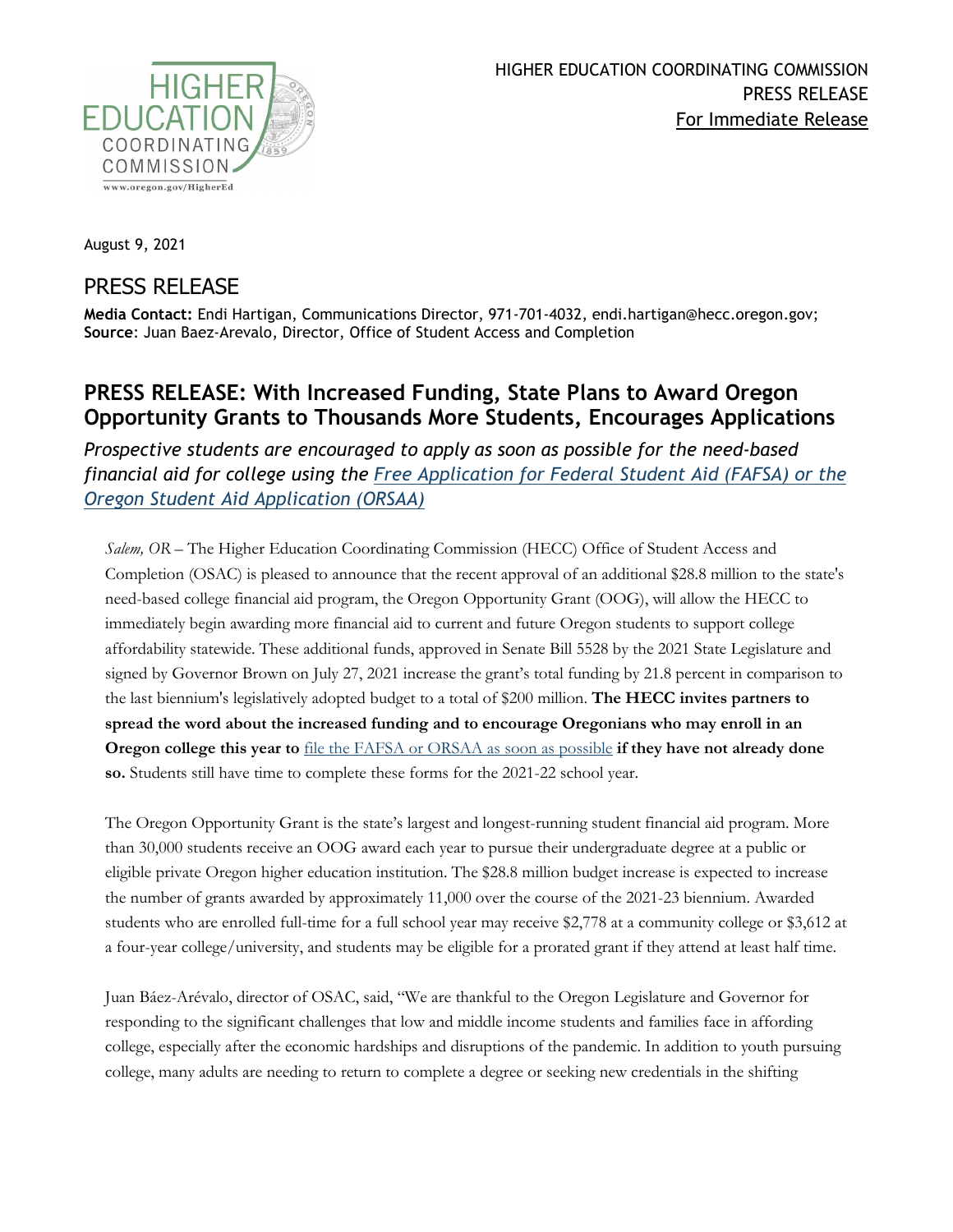HIGHER EDUCATION COORDINATING COMMISSION
PRESS RELEASE
For Immediate Release

August 9, 2021

## PRESS RELEASE

**Media Contact:** Endi Hartigan, Communications Director, 971-701-4032, endi.hartigan@hecc.oregon.gov;
**Source**: Juan Baez-Arevalo, Director, Office of Student Access and Completion

# PRESS RELEASE: With Increased Funding, State Plans to Award Oregon Opportunity Grants to Thousands More Students, Encourages Applications

*Prospective students are encouraged to apply as soon as possible for the need-based financial aid for college using the Free Application for Federal Student Aid (FAFSA) or the Oregon Student Aid Application (ORSAA)*

*Salem, OR* – The Higher Education Coordinating Commission (HECC) Office of Student Access and Completion (OSAC) is pleased to announce that the recent approval of an additional $28.8 million to the state's need-based college financial aid program, the Oregon Opportunity Grant (OOG), will allow the HECC to immediately begin awarding more financial aid to current and future Oregon students to support college affordability statewide. These additional funds, approved in Senate Bill 5528 by the 2021 State Legislature and signed by Governor Brown on July 27, 2021 increase the grant's total funding by 21.8 percent in comparison to the last biennium's legislatively adopted budget to a total of $200 million. **The HECC invites partners to spread the word about the increased funding and to encourage Oregonians who may enroll in an Oregon college this year to** file the FAFSA or ORSAA as soon as possible **if they have not already done so.** Students still have time to complete these forms for the 2021-22 school year.

The Oregon Opportunity Grant is the state's largest and longest-running student financial aid program. More than 30,000 students receive an OOG award each year to pursue their undergraduate degree at a public or eligible private Oregon higher education institution. The $28.8 million budget increase is expected to increase the number of grants awarded by approximately 11,000 over the course of the 2021-23 biennium. Awarded students who are enrolled full-time for a full school year may receive $2,778 at a community college or $3,612 at a four-year college/university, and students may be eligible for a prorated grant if they attend at least half time.

Juan Báez-Arévalo, director of OSAC, said, "We are thankful to the Oregon Legislature and Governor for responding to the significant challenges that low and middle income students and families face in affording college, especially after the economic hardships and disruptions of the pandemic. In addition to youth pursuing college, many adults are needing to return to complete a degree or seeking new credentials in the shifting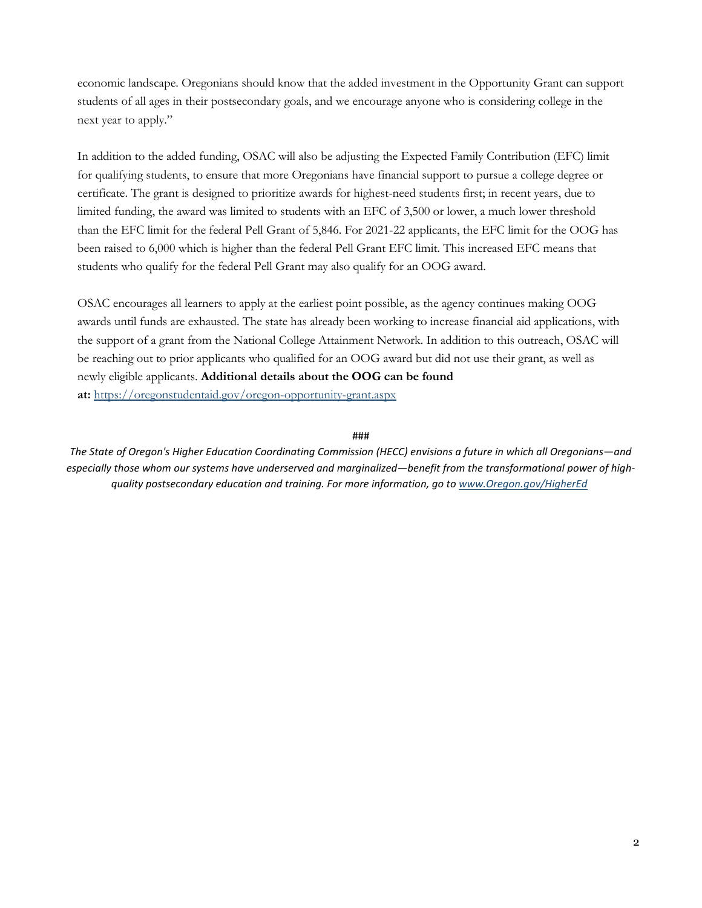economic landscape. Oregonians should know that the added investment in the Opportunity Grant can support students of all ages in their postsecondary goals, and we encourage anyone who is considering college in the next year to apply."

In addition to the added funding, OSAC will also be adjusting the Expected Family Contribution (EFC) limit for qualifying students, to ensure that more Oregonians have financial support to pursue a college degree or certificate. The grant is designed to prioritize awards for highest-need students first; in recent years, due to limited funding, the award was limited to students with an EFC of 3,500 or lower, a much lower threshold than the EFC limit for the federal Pell Grant of 5,846. For 2021-22 applicants, the EFC limit for the OOG has been raised to 6,000 which is higher than the federal Pell Grant EFC limit. This increased EFC means that students who qualify for the federal Pell Grant may also qualify for an OOG award.

OSAC encourages all learners to apply at the earliest point possible, as the agency continues making OOG awards until funds are exhausted. The state has already been working to increase financial aid applications, with the support of a grant from the National College Attainment Network. In addition to this outreach, OSAC will be reaching out to prior applicants who qualified for an OOG award but did not use their grant, as well as newly eligible applicants. **Additional details about the OOG can be found at:** https://oregonstudentaid.gov/oregon-opportunity-grant.aspx

###

*The State of Oregon's Higher Education Coordinating Commission (HECC) envisions a future in which all Oregonians—and especially those whom our systems have underserved and marginalized—benefit from the transformational power of high-quality postsecondary education and training. For more information, go to www.Oregon.gov/HigherEd*